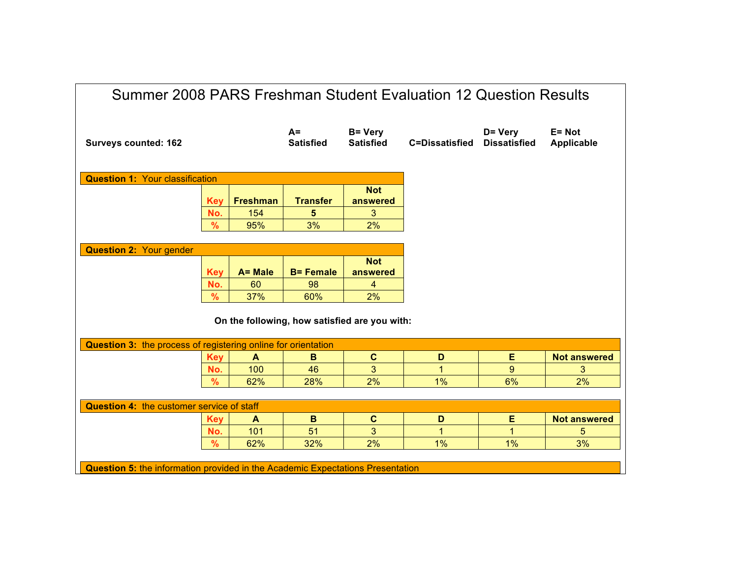# Summer 2008 PARS Freshman Student Evaluation 12 Question Results

**Surveys counted: 162**

**A= Satisfied** | **B= Very Satisfied** | **C=Dissatisfied** | **D= Very Dissatisfied** | **E= Not Applicable**

**Question 1:** Your classification

| Key | Freshman | Transfer | Not answered |
|---|---|---|---|
| No. | 154 | **5** | 3 |
| % | 95% | 3% | 2% |

**Question 2:** Your gender

| Key | A= Male | B= Female | Not answered |
|---|---|---|---|
| No. | 60 | 98 | 4 |
| % | 37% | 60% | 2% |

**On the following, how satisfied are you with:**

**Question 3:** the process of registering online for orientation

| Key | A | B | C | D | E | Not answered |
|---|---|---|---|---|---|---|
| No. | 100 | 46 | 3 | 1 | 9 | 3 |
| % | 62% | 28% | 2% | 1% | 6% | 2% |

**Question 4:** the customer service of staff

| Key | A | B | C | D | E | Not answered |
|---|---|---|---|---|---|---|
| No. | 101 | 51 | 3 | 1 | 1 | 5 |
| % | 62% | 32% | 2% | 1% | 1% | 3% |

**Question 5:** the information provided in the Academic Expectations Presentation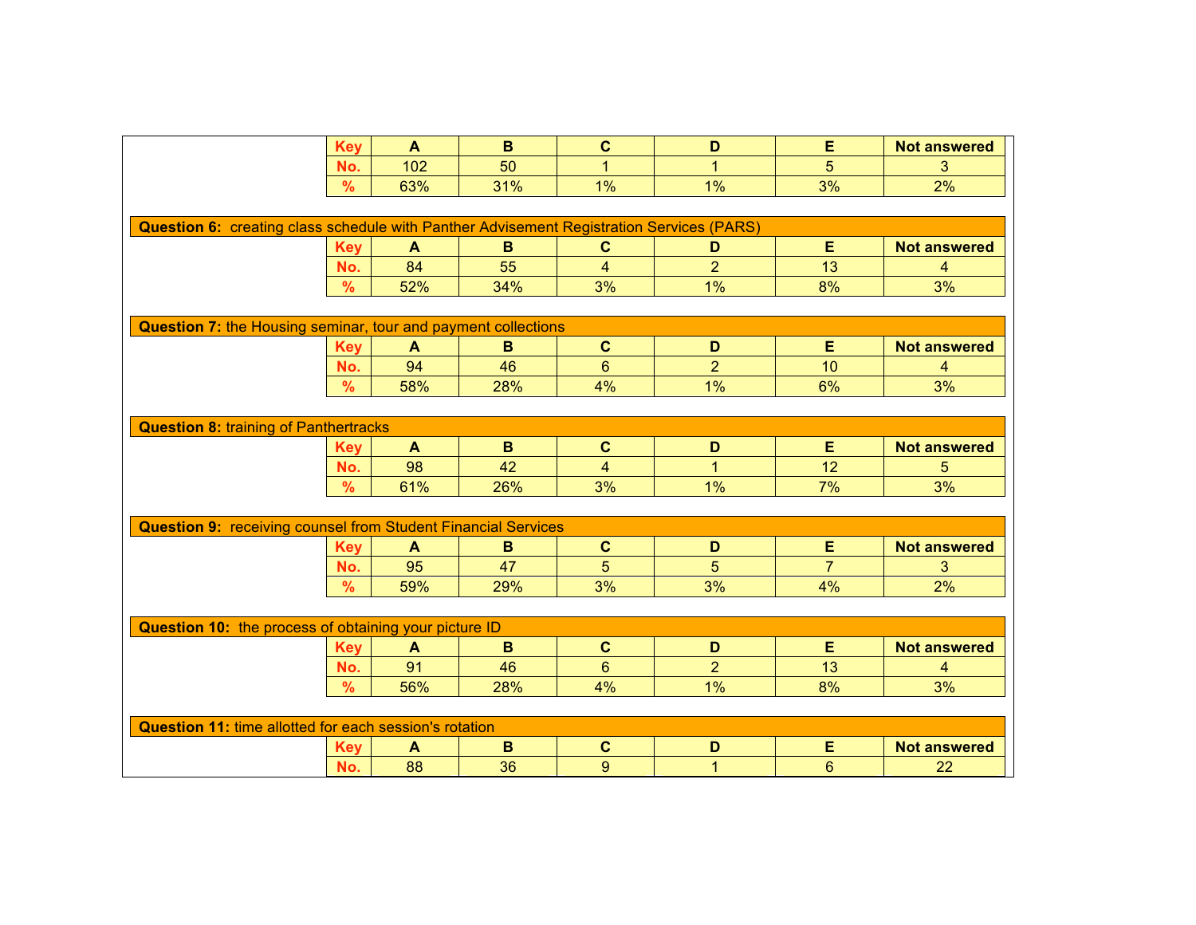| Key | A | B | C | D | E | Not answered |
|---|---|---|---|---|---|---|
| No. | 102 | 50 | 1 | 1 | 5 | 3 |
| % | 63% | 31% | 1% | 1% | 3% | 2% |

**Question 6:** creating class schedule with Panther Advisement Registration Services (PARS)

| Key | A | B | C | D | E | Not answered |
|---|---|---|---|---|---|---|
| No. | 84 | 55 | 4 | 2 | 13 | 4 |
| % | 52% | 34% | 3% | 1% | 8% | 3% |

**Question 7:** the Housing seminar, tour and payment collections

| Key | A | B | C | D | E | Not answered |
|---|---|---|---|---|---|---|
| No. | 94 | 46 | 6 | 2 | 10 | 4 |
| % | 58% | 28% | 4% | 1% | 6% | 3% |

**Question 8:** training of Panthertracks

| Key | A | B | C | D | E | Not answered |
|---|---|---|---|---|---|---|
| No. | 98 | 42 | 4 | 1 | 12 | 5 |
| % | 61% | 26% | 3% | 1% | 7% | 3% |

**Question 9:** receiving counsel from Student Financial Services

| Key | A | B | C | D | E | Not answered |
|---|---|---|---|---|---|---|
| No. | 95 | 47 | 5 | 5 | 7 | 3 |
| % | 59% | 29% | 3% | 3% | 4% | 2% |

**Question 10:** the process of obtaining your picture ID

| Key | A | B | C | D | E | Not answered |
|---|---|---|---|---|---|---|
| No. | 91 | 46 | 6 | 2 | 13 | 4 |
| % | 56% | 28% | 4% | 1% | 8% | 3% |

**Question 11:** time allotted for each session's rotation

| Key | A | B | C | D | E | Not answered |
|---|---|---|---|---|---|---|
| No. | 88 | 36 | 9 | 1 | 6 | 22 |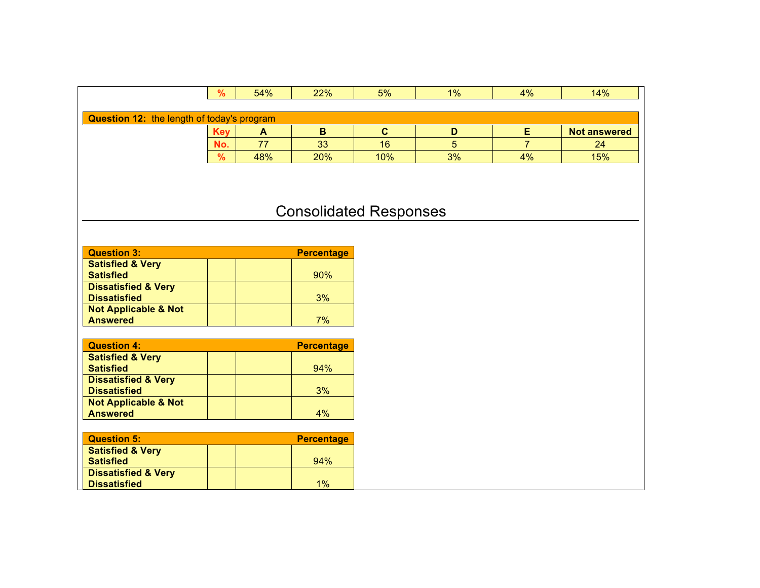| | % | 54% | 22% | 5% | 1% | 4% | 14% |
|---|---|---|---|---|---|---|---|

**Question 12:** the length of today's program

| | Key | A | B | C | D | E | Not answered |
|---|---|---|---|---|---|---|---|
| | No. | 77 | 33 | 16 | 5 | 7 | 24 |
| | % | 48% | 20% | 10% | 3% | 4% | 15% |

# Consolidated Responses

| Question 3: | | | Percentage |
|---|---|---|---|
| Satisfied & Very Satisfied | | | 90% |
| Dissatisfied & Very Dissatisfied | | | 3% |
| Not Applicable & Not Answered | | | 7% |

| Question 4: | | | Percentage |
|---|---|---|---|
| Satisfied & Very Satisfied | | | 94% |
| Dissatisfied & Very Dissatisfied | | | 3% |
| Not Applicable & Not Answered | | | 4% |

| Question 5: | | | Percentage |
|---|---|---|---|
| Satisfied & Very Satisfied | | | 94% |
| Dissatisfied & Very Dissatisfied | | | 1% |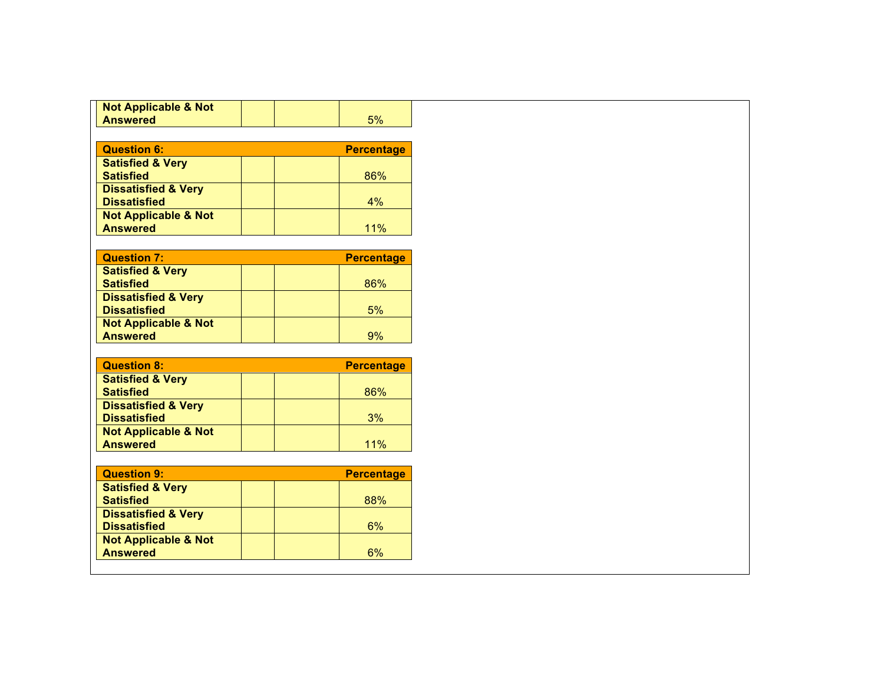| Not Applicable & Not Answered | | | 5% |
|---|---|---|---|

| Question 6: | | | Percentage |
|---|---|---|---|
| Satisfied & Very Satisfied | | | 86% |
| Dissatisfied & Very Dissatisfied | | | 4% |
| Not Applicable & Not Answered | | | 11% |

| Question 7: | | | Percentage |
|---|---|---|---|
| Satisfied & Very Satisfied | | | 86% |
| Dissatisfied & Very Dissatisfied | | | 5% |
| Not Applicable & Not Answered | | | 9% |

| Question 8: | | | Percentage |
|---|---|---|---|
| Satisfied & Very Satisfied | | | 86% |
| Dissatisfied & Very Dissatisfied | | | 3% |
| Not Applicable & Not Answered | | | 11% |

| Question 9: | | | Percentage |
|---|---|---|---|
| Satisfied & Very Satisfied | | | 88% |
| Dissatisfied & Very Dissatisfied | | | 6% |
| Not Applicable & Not Answered | | | 6% |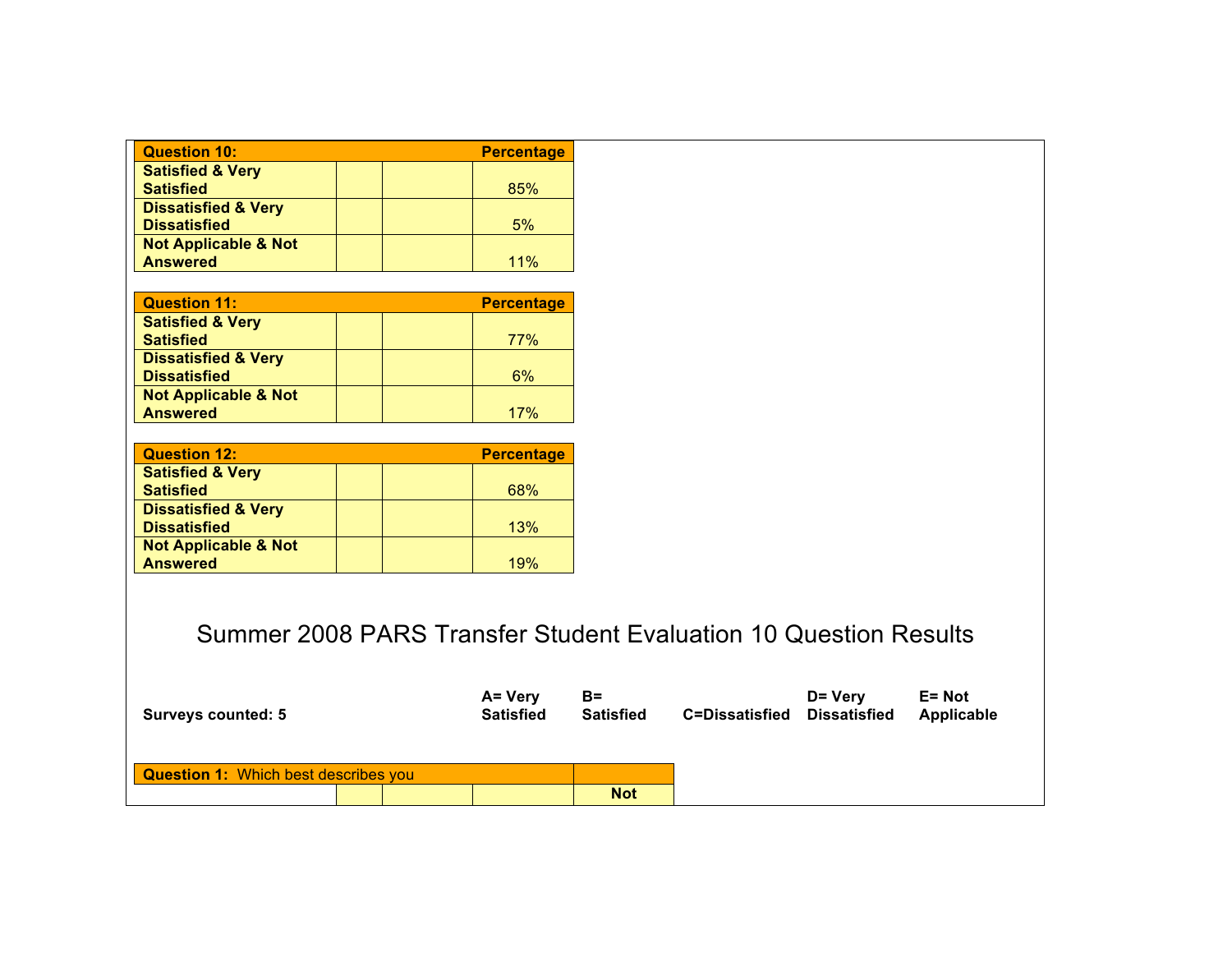| Question 10: | | | Percentage |
|---|---|---|---|
| Satisfied & Very Satisfied | | | 85% |
| Dissatisfied & Very Dissatisfied | | | 5% |
| Not Applicable & Not Answered | | | 11% |

| Question 11: | | | Percentage |
|---|---|---|---|
| Satisfied & Very Satisfied | | | 77% |
| Dissatisfied & Very Dissatisfied | | | 6% |
| Not Applicable & Not Answered | | | 17% |

| Question 12: | | | Percentage |
|---|---|---|---|
| Satisfied & Very Satisfied | | | 68% |
| Dissatisfied & Very Dissatisfied | | | 13% |
| Not Applicable & Not Answered | | | 19% |

# Summer 2008 PARS Transfer Student Evaluation 10 Question Results

**Surveys counted: 5**

**A= Very Satisfied** **B= Satisfied** **C=Dissatisfied** **D= Very Dissatisfied** **E= Not Applicable**

| **Question 1:** Which best describes you | | | | |
|---|---|---|---|---|
| | | | | **Not** |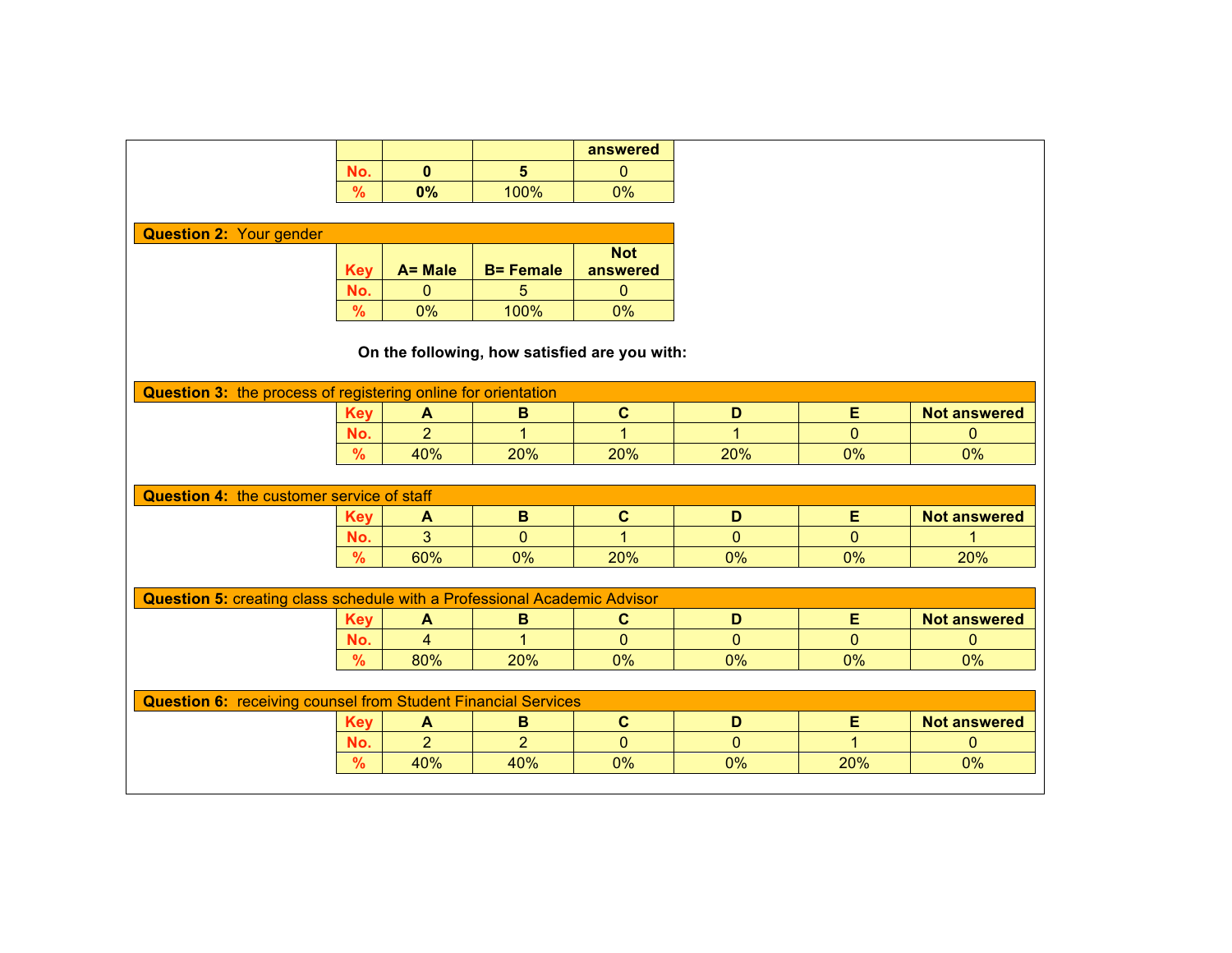| | | | answered |
|---|---|---|---|
| No. | **0** | **5** | 0 |
| % | **0%** | 100% | 0% |

**Question 2:** Your gender

| Key | A= Male | B= Female | Not answered |
|---|---|---|---|
| No. | 0 | 5 | 0 |
| % | 0% | 100% | 0% |

**On the following, how satisfied are you with:**

**Question 3:** the process of registering online for orientation

| Key | A | B | C | D | E | Not answered |
|---|---|---|---|---|---|---|
| No. | 2 | 1 | 1 | 1 | 0 | 0 |
| % | 40% | 20% | 20% | 20% | 0% | 0% |

**Question 4:** the customer service of staff

| Key | A | B | C | D | E | Not answered |
|---|---|---|---|---|---|---|
| No. | 3 | 0 | 1 | 0 | 0 | 1 |
| % | 60% | 0% | 20% | 0% | 0% | 20% |

**Question 5:** creating class schedule with a Professional Academic Advisor

| Key | A | B | C | D | E | Not answered |
|---|---|---|---|---|---|---|
| No. | 4 | 1 | 0 | 0 | 0 | 0 |
| % | 80% | 20% | 0% | 0% | 0% | 0% |

**Question 6:** receiving counsel from Student Financial Services

| Key | A | B | C | D | E | Not answered |
|---|---|---|---|---|---|---|
| No. | 2 | 2 | 0 | 0 | 1 | 0 |
| % | 40% | 40% | 0% | 0% | 20% | 0% |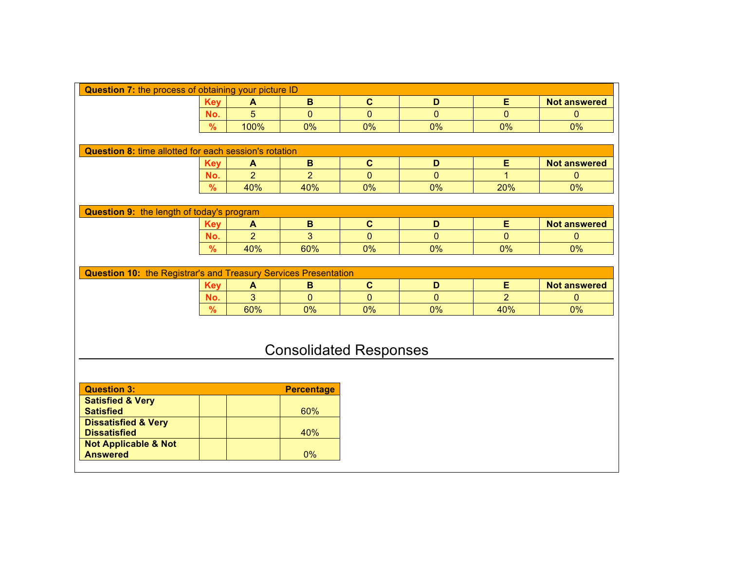**Question 7:** the process of obtaining your picture ID

| Key | A | B | C | D | E | Not answered |
|---|---|---|---|---|---|---|
| No. | 5 | 0 | 0 | 0 | 0 | 0 |
| % | 100% | 0% | 0% | 0% | 0% | 0% |

**Question 8:** time allotted for each session's rotation

| Key | A | B | C | D | E | Not answered |
|---|---|---|---|---|---|---|
| No. | 2 | 2 | 0 | 0 | 1 | 0 |
| % | 40% | 40% | 0% | 0% | 20% | 0% |

**Question 9:** the length of today's program

| Key | A | B | C | D | E | Not answered |
|---|---|---|---|---|---|---|
| No. | 2 | 3 | 0 | 0 | 0 | 0 |
| % | 40% | 60% | 0% | 0% | 0% | 0% |

**Question 10:** the Registrar's and Treasury Services Presentation

| Key | A | B | C | D | E | Not answered |
|---|---|---|---|---|---|---|
| No. | 3 | 0 | 0 | 0 | 2 | 0 |
| % | 60% | 0% | 0% | 0% | 40% | 0% |

# Consolidated Responses

| **Question 3:** | **Percentage** |
|---|---|
| **Satisfied & Very Satisfied** | 60% |
| **Dissatisfied & Very Dissatisfied** | 40% |
| **Not Applicable & Not Answered** | 0% |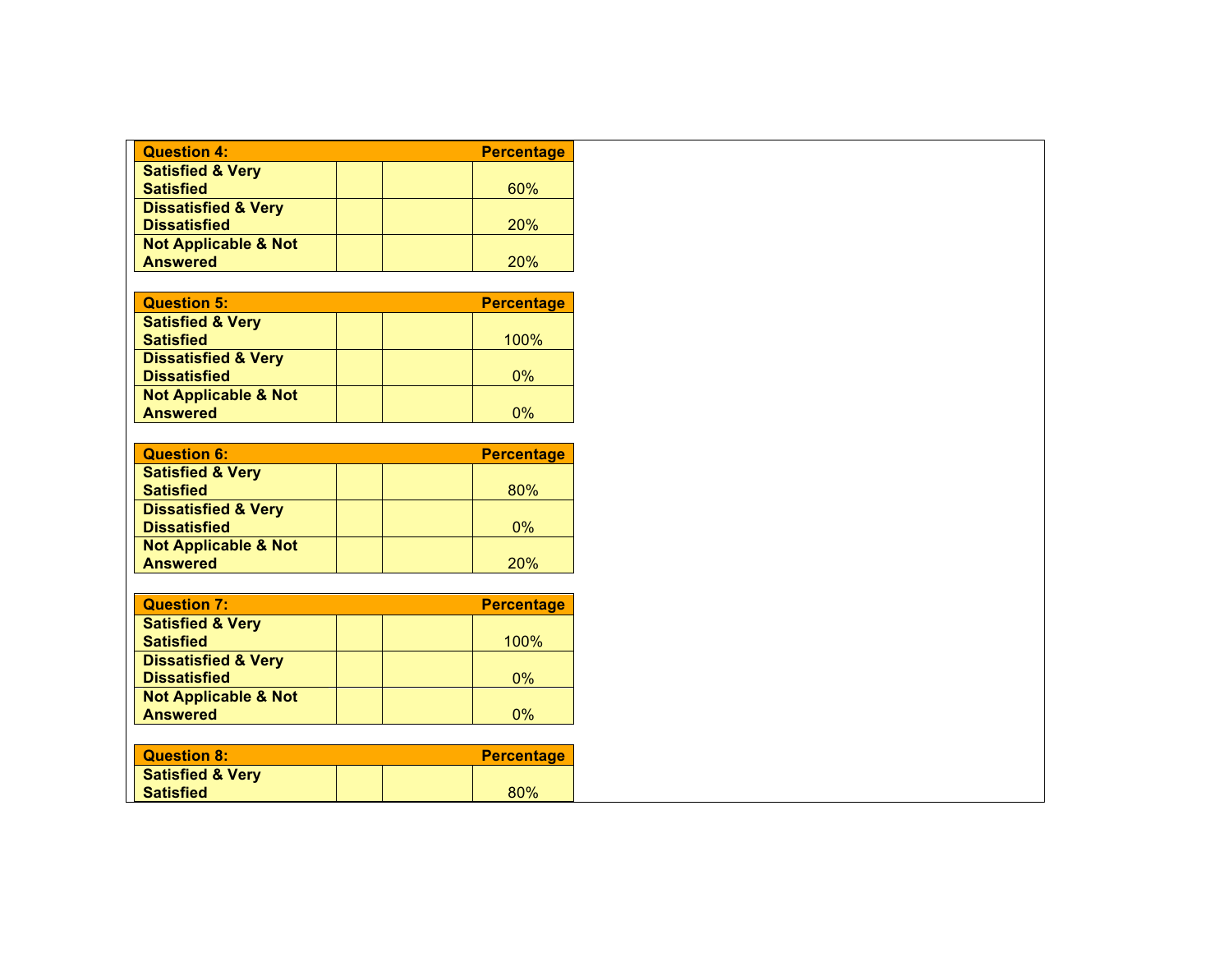| Question 4: | | | Percentage |
| --- | --- | --- | --- |
| Satisfied & Very Satisfied | | | 60% |
| Dissatisfied & Very Dissatisfied | | | 20% |
| Not Applicable & Not Answered | | | 20% |

| Question 5: | | | Percentage |
| --- | --- | --- | --- |
| Satisfied & Very Satisfied | | | 100% |
| Dissatisfied & Very Dissatisfied | | | 0% |
| Not Applicable & Not Answered | | | 0% |

| Question 6: | | | Percentage |
| --- | --- | --- | --- |
| Satisfied & Very Satisfied | | | 80% |
| Dissatisfied & Very Dissatisfied | | | 0% |
| Not Applicable & Not Answered | | | 20% |

| Question 7: | | | Percentage |
| --- | --- | --- | --- |
| Satisfied & Very Satisfied | | | 100% |
| Dissatisfied & Very Dissatisfied | | | 0% |
| Not Applicable & Not Answered | | | 0% |

| Question 8: | | | Percentage |
| --- | --- | --- | --- |
| Satisfied & Very Satisfied | | | 80% |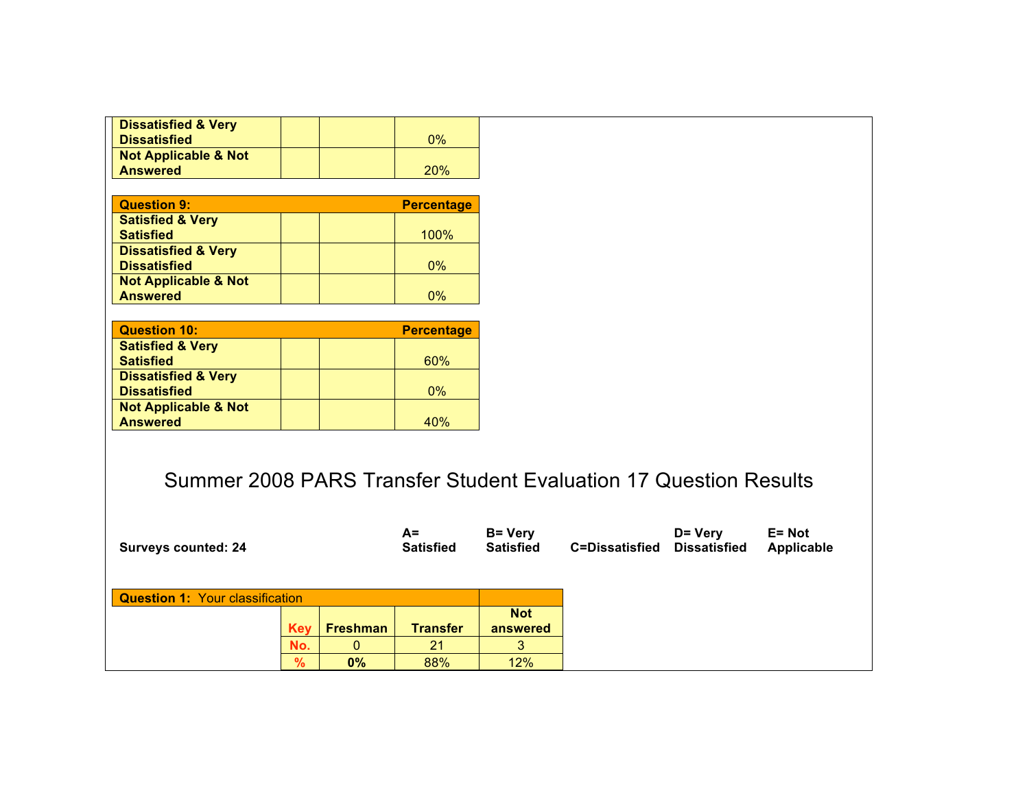| | | | |
|---|---|---|---|
| **Dissatisfied & Very Dissatisfied** | | | 0% |
| **Not Applicable & Not Answered** | | | 20% |

| **Question 9:** | | | **Percentage** |
|---|---|---|---|
| **Satisfied & Very Satisfied** | | | 100% |
| **Dissatisfied & Very Dissatisfied** | | | 0% |
| **Not Applicable & Not Answered** | | | 0% |

| **Question 10:** | | | **Percentage** |
|---|---|---|---|
| **Satisfied & Very Satisfied** | | | 60% |
| **Dissatisfied & Very Dissatisfied** | | | 0% |
| **Not Applicable & Not Answered** | | | 40% |

# Summer 2008 PARS Transfer Student Evaluation 17 Question Results

**Surveys counted: 24**

**A= Satisfied** **B= Very Satisfied** **C=Dissatisfied** **D= Very Dissatisfied** **E= Not Applicable**

| **Question 1:** Your classification | | | | |
|---|---|---|---|---|
| | **Key** | **Freshman** | **Transfer** | **Not answered** |
| | **No.** | 0 | 21 | 3 |
| | **%** | **0%** | 88% | 12% |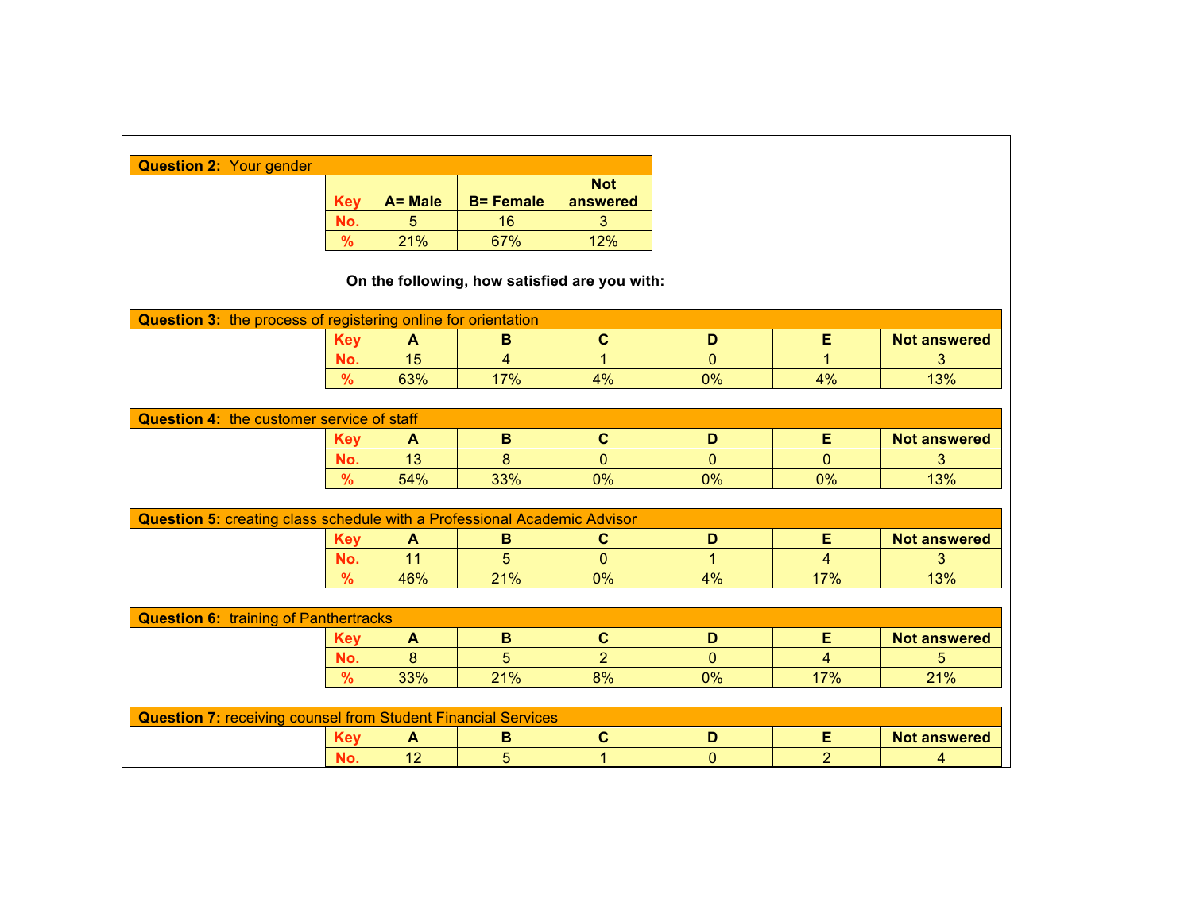**Question 2:** Your gender

| Key | A= Male | B= Female | Not answered |
|---|---|---|---|
| No. | 5 | 16 | 3 |
| % | 21% | 67% | 12% |

**On the following, how satisfied are you with:**

**Question 3:** the process of registering online for orientation

| Key | A | B | C | D | E | Not answered |
|---|---|---|---|---|---|---|
| No. | 15 | 4 | 1 | 0 | 1 | 3 |
| % | 63% | 17% | 4% | 0% | 4% | 13% |

**Question 4:** the customer service of staff

| Key | A | B | C | D | E | Not answered |
|---|---|---|---|---|---|---|
| No. | 13 | 8 | 0 | 0 | 0 | 3 |
| % | 54% | 33% | 0% | 0% | 0% | 13% |

**Question 5:** creating class schedule with a Professional Academic Advisor

| Key | A | B | C | D | E | Not answered |
|---|---|---|---|---|---|---|
| No. | 11 | 5 | 0 | 1 | 4 | 3 |
| % | 46% | 21% | 0% | 4% | 17% | 13% |

**Question 6:** training of Panthertracks

| Key | A | B | C | D | E | Not answered |
|---|---|---|---|---|---|---|
| No. | 8 | 5 | 2 | 0 | 4 | 5 |
| % | 33% | 21% | 8% | 0% | 17% | 21% |

**Question 7:** receiving counsel from Student Financial Services

| Key | A | B | C | D | E | Not answered |
|---|---|---|---|---|---|---|
| No. | 12 | 5 | 1 | 0 | 2 | 4 |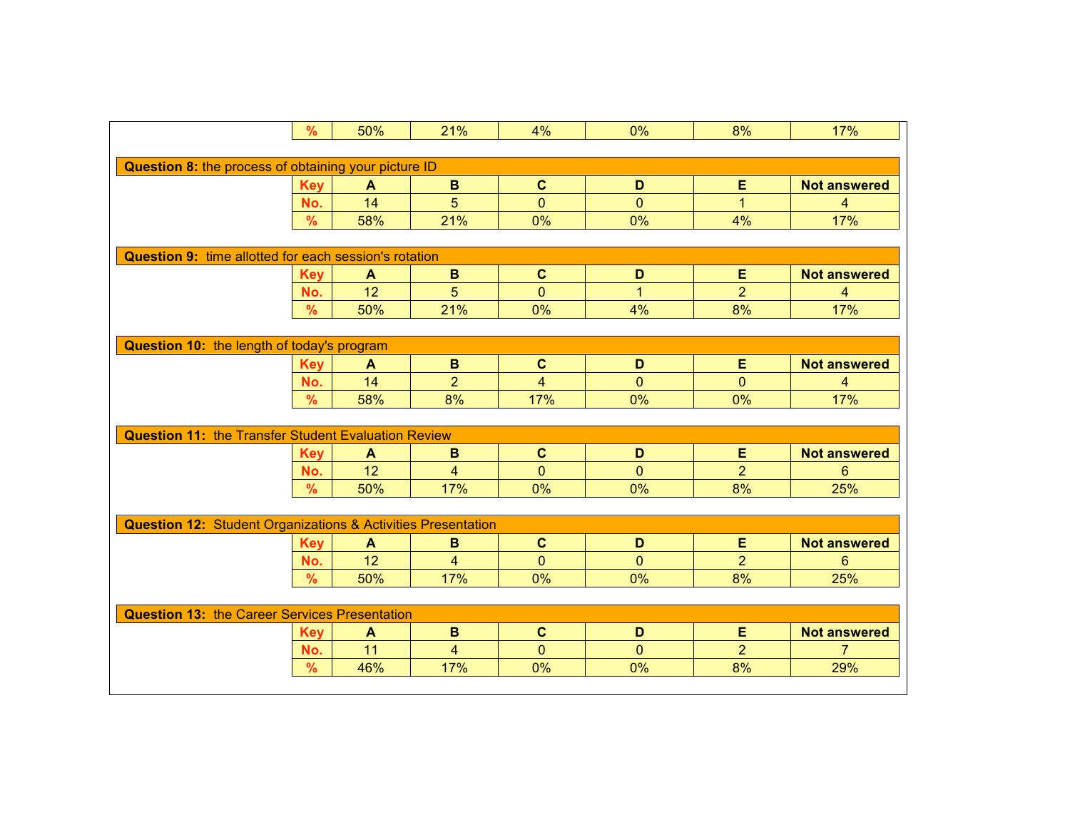| % | 50% | 21% | 4% | 0% | 8% | 17% |
|---|---|---|---|---|---|---|

**Question 8:** the process of obtaining your picture ID

| Key | A | B | C | D | E | Not answered |
|---|---|---|---|---|---|---|
| No. | 14 | 5 | 0 | 0 | 1 | 4 |
| % | 58% | 21% | 0% | 0% | 4% | 17% |

**Question 9:** time allotted for each session's rotation

| Key | A | B | C | D | E | Not answered |
|---|---|---|---|---|---|---|
| No. | 12 | 5 | 0 | 1 | 2 | 4 |
| % | 50% | 21% | 0% | 4% | 8% | 17% |

**Question 10:** the length of today's program

| Key | A | B | C | D | E | Not answered |
|---|---|---|---|---|---|---|
| No. | 14 | 2 | 4 | 0 | 0 | 4 |
| % | 58% | 8% | 17% | 0% | 0% | 17% |

**Question 11:** the Transfer Student Evaluation Review

| Key | A | B | C | D | E | Not answered |
|---|---|---|---|---|---|---|
| No. | 12 | 4 | 0 | 0 | 2 | 6 |
| % | 50% | 17% | 0% | 0% | 8% | 25% |

**Question 12:** Student Organizations & Activities Presentation

| Key | A | B | C | D | E | Not answered |
|---|---|---|---|---|---|---|
| No. | 12 | 4 | 0 | 0 | 2 | 6 |
| % | 50% | 17% | 0% | 0% | 8% | 25% |

**Question 13:** the Career Services Presentation

| Key | A | B | C | D | E | Not answered |
|---|---|---|---|---|---|---|
| No. | 11 | 4 | 0 | 0 | 2 | 7 |
| % | 46% | 17% | 0% | 0% | 8% | 29% |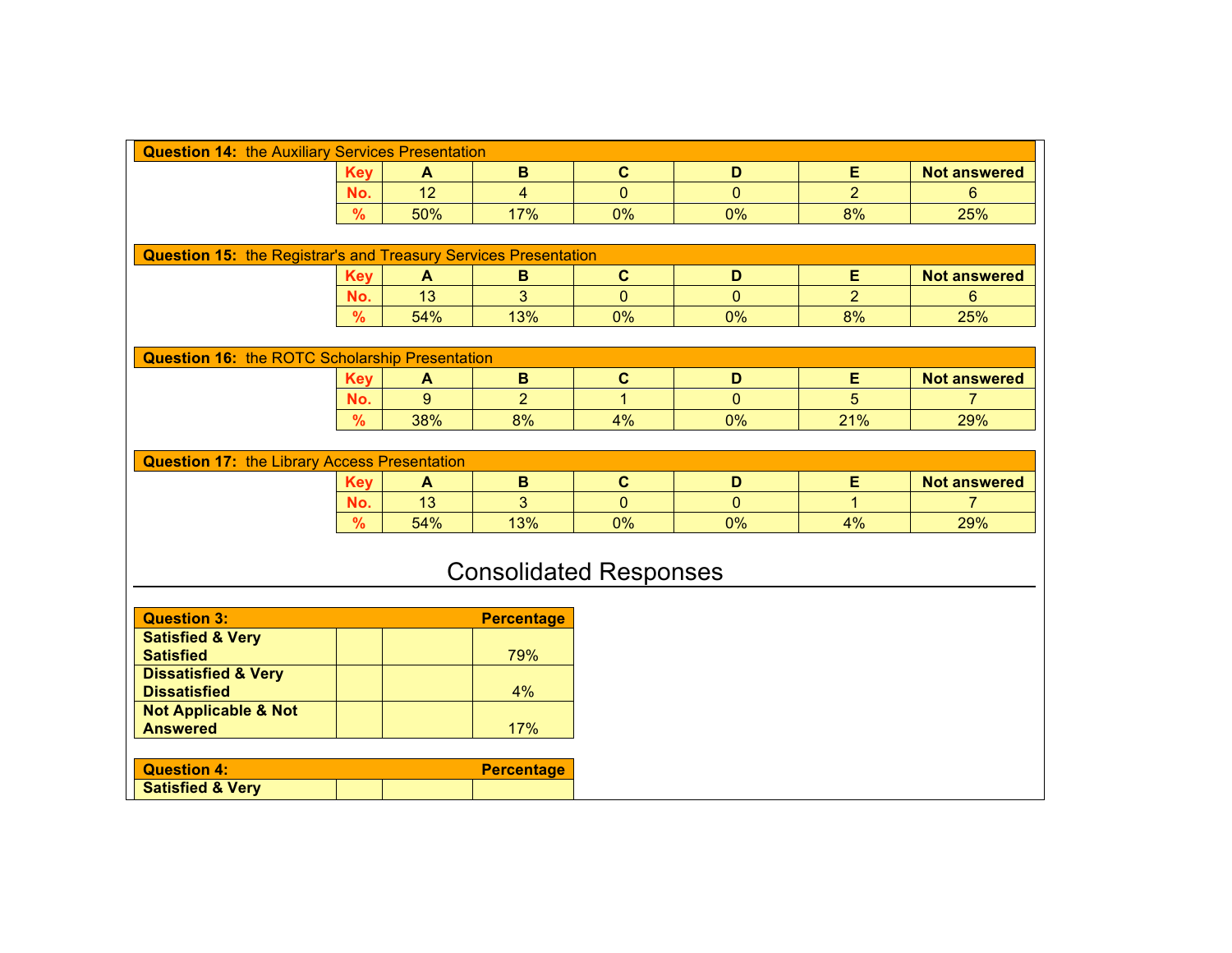**Question 14:** the Auxiliary Services Presentation

| Key | A | B | C | D | E | Not answered |
|---|---|---|---|---|---|---|
| No. | 12 | 4 | 0 | 0 | 2 | 6 |
| % | 50% | 17% | 0% | 0% | 8% | 25% |

**Question 15:** the Registrar's and Treasury Services Presentation

| Key | A | B | C | D | E | Not answered |
|---|---|---|---|---|---|---|
| No. | 13 | 3 | 0 | 0 | 2 | 6 |
| % | 54% | 13% | 0% | 0% | 8% | 25% |

**Question 16:** the ROTC Scholarship Presentation

| Key | A | B | C | D | E | Not answered |
|---|---|---|---|---|---|---|
| No. | 9 | 2 | 1 | 0 | 5 | 7 |
| % | 38% | 8% | 4% | 0% | 21% | 29% |

**Question 17:** the Library Access Presentation

| Key | A | B | C | D | E | Not answered |
|---|---|---|---|---|---|---|
| No. | 13 | 3 | 0 | 0 | 1 | 7 |
| % | 54% | 13% | 0% | 0% | 4% | 29% |

# Consolidated Responses

| Question 3: | | | Percentage |
|---|---|---|---|
| **Satisfied & Very Satisfied** | | | 79% |
| **Dissatisfied & Very Dissatisfied** | | | 4% |
| **Not Applicable & Not Answered** | | | 17% |

| Question 4: | | | Percentage |
|---|---|---|---|
| **Satisfied & Very** | | | |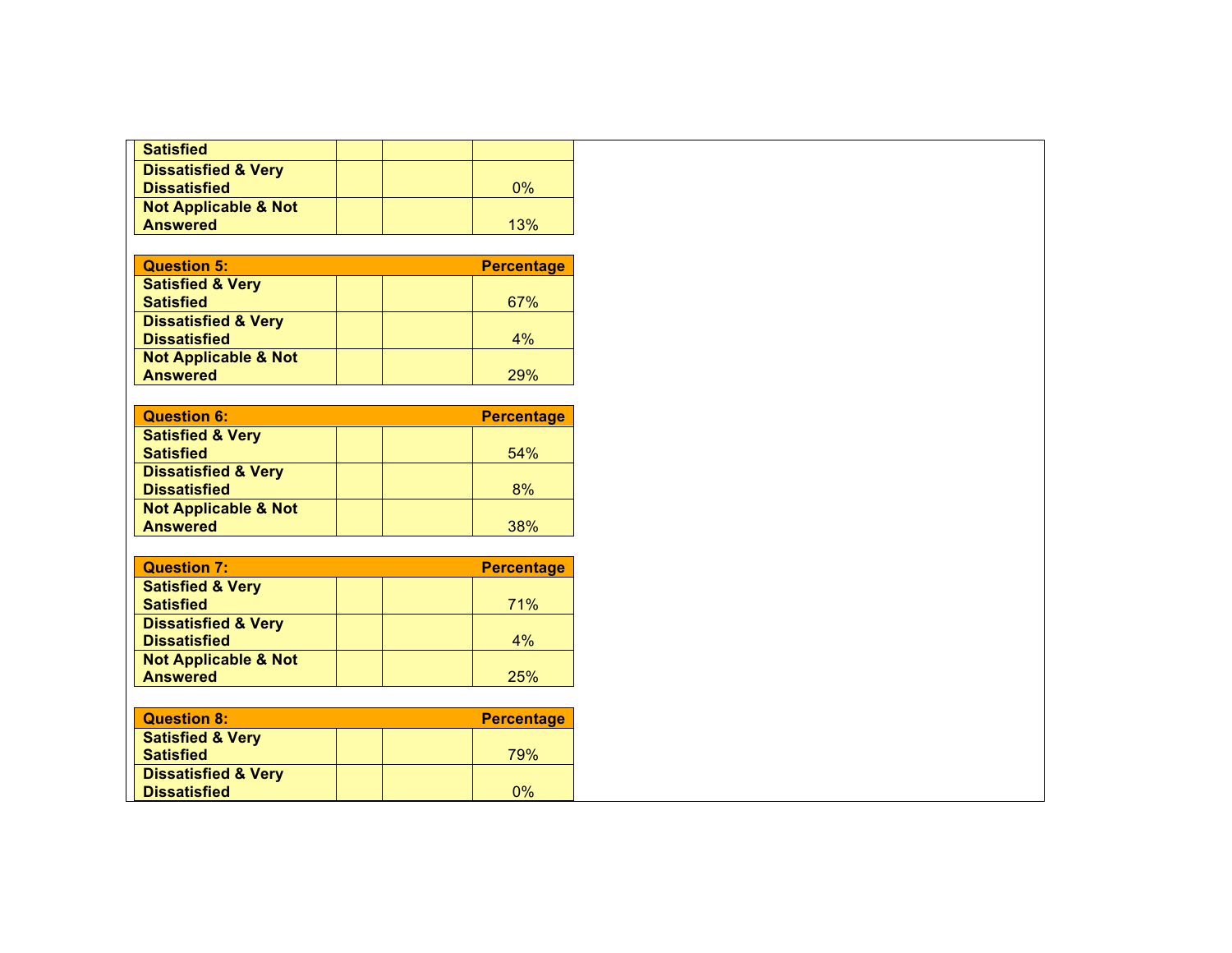| | | | |
|---|---|---|---|
| Satisfied | | | |
| Dissatisfied & Very Dissatisfied | | | 0% |
| Not Applicable & Not Answered | | | 13% |

| Question 5: | | | Percentage |
|---|---|---|---|
| Satisfied & Very Satisfied | | | 67% |
| Dissatisfied & Very Dissatisfied | | | 4% |
| Not Applicable & Not Answered | | | 29% |

| Question 6: | | | Percentage |
|---|---|---|---|
| Satisfied & Very Satisfied | | | 54% |
| Dissatisfied & Very Dissatisfied | | | 8% |
| Not Applicable & Not Answered | | | 38% |

| Question 7: | | | Percentage |
|---|---|---|---|
| Satisfied & Very Satisfied | | | 71% |
| Dissatisfied & Very Dissatisfied | | | 4% |
| Not Applicable & Not Answered | | | 25% |

| Question 8: | | | Percentage |
|---|---|---|---|
| Satisfied & Very Satisfied | | | 79% |
| Dissatisfied & Very Dissatisfied | | | 0% |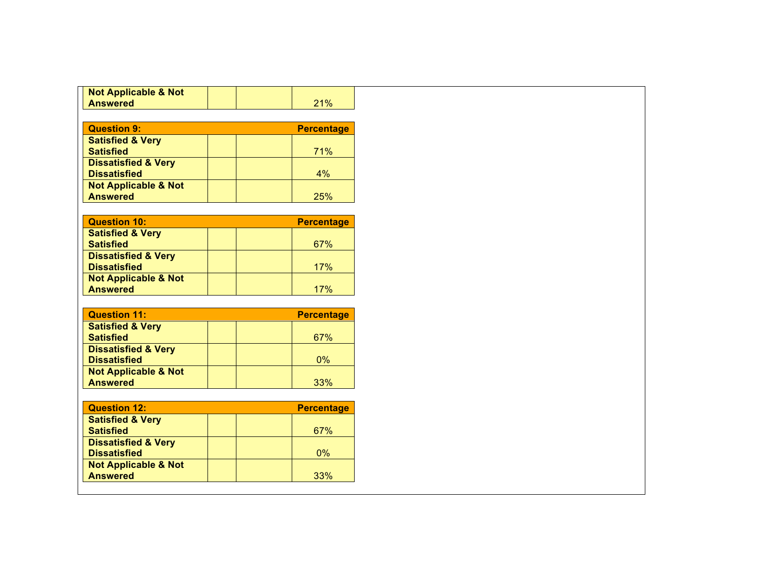| Not Applicable & Not Answered | | | 21% |
|---|---|---|---|

| Question 9: | | | Percentage |
|---|---|---|---|
| Satisfied & Very Satisfied | | | 71% |
| Dissatisfied & Very Dissatisfied | | | 4% |
| Not Applicable & Not Answered | | | 25% |

| Question 10: | | | Percentage |
|---|---|---|---|
| Satisfied & Very Satisfied | | | 67% |
| Dissatisfied & Very Dissatisfied | | | 17% |
| Not Applicable & Not Answered | | | 17% |

| Question 11: | | | Percentage |
|---|---|---|---|
| Satisfied & Very Satisfied | | | 67% |
| Dissatisfied & Very Dissatisfied | | | 0% |
| Not Applicable & Not Answered | | | 33% |

| Question 12: | | | Percentage |
|---|---|---|---|
| Satisfied & Very Satisfied | | | 67% |
| Dissatisfied & Very Dissatisfied | | | 0% |
| Not Applicable & Not Answered | | | 33% |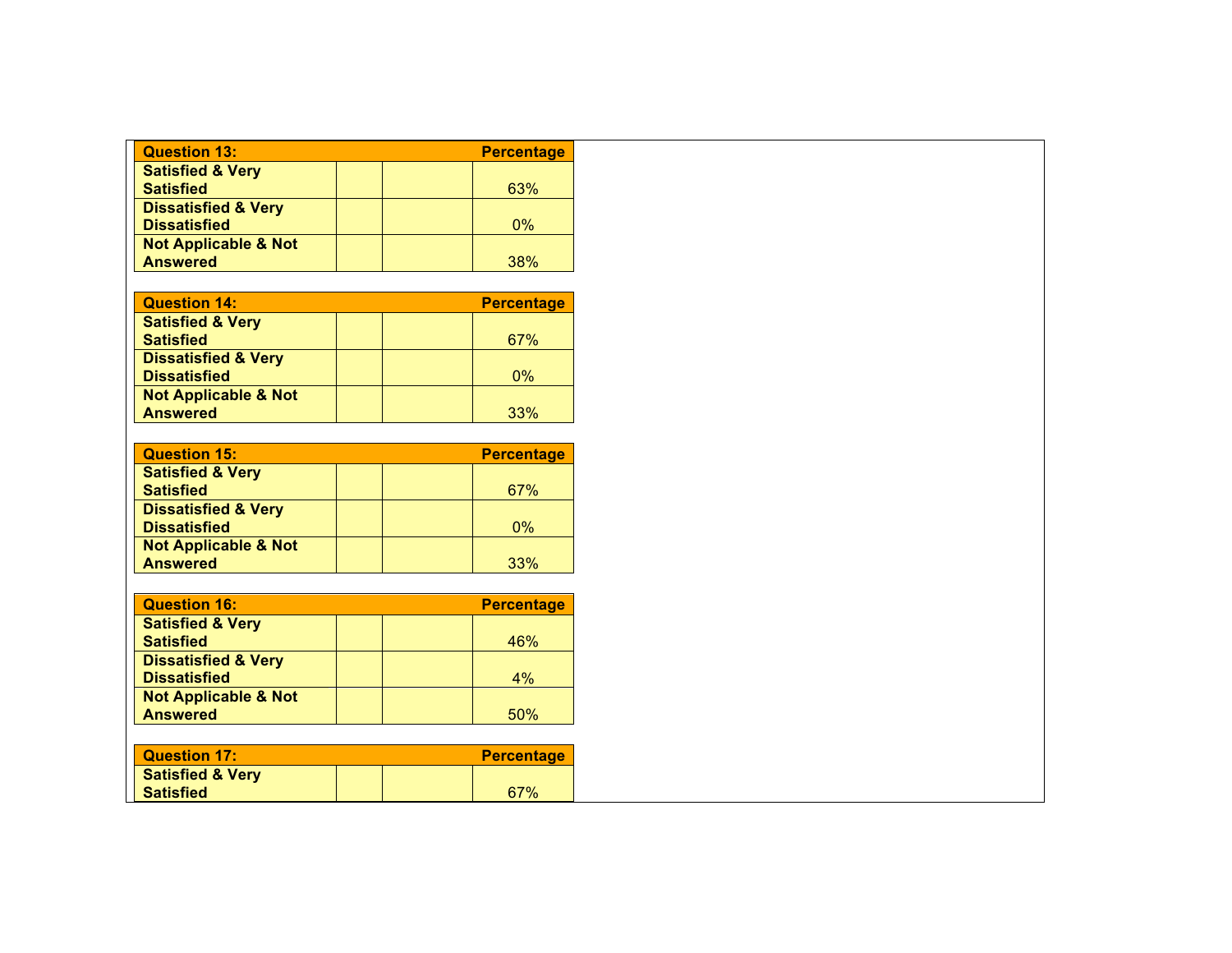| Question 13: | | | Percentage |
|---|---|---|---|
| Satisfied & Very Satisfied | | | 63% |
| Dissatisfied & Very Dissatisfied | | | 0% |
| Not Applicable & Not Answered | | | 38% |

| Question 14: | | | Percentage |
|---|---|---|---|
| Satisfied & Very Satisfied | | | 67% |
| Dissatisfied & Very Dissatisfied | | | 0% |
| Not Applicable & Not Answered | | | 33% |

| Question 15: | | | Percentage |
|---|---|---|---|
| Satisfied & Very Satisfied | | | 67% |
| Dissatisfied & Very Dissatisfied | | | 0% |
| Not Applicable & Not Answered | | | 33% |

| Question 16: | | | Percentage |
|---|---|---|---|
| Satisfied & Very Satisfied | | | 46% |
| Dissatisfied & Very Dissatisfied | | | 4% |
| Not Applicable & Not Answered | | | 50% |

| Question 17: | | | Percentage |
|---|---|---|---|
| Satisfied & Very Satisfied | | | 67% |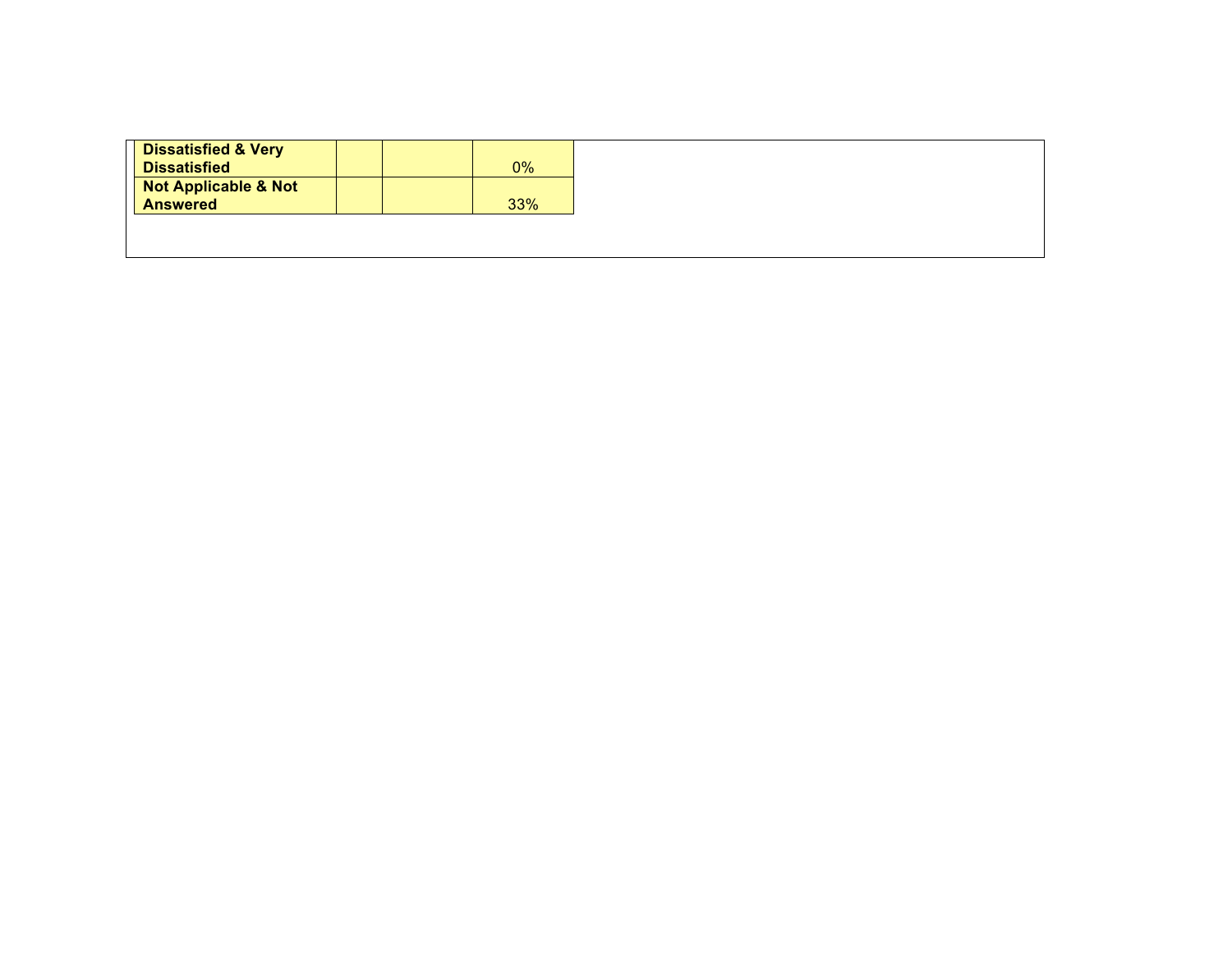| | | | |
|---|---|---|---|
| **Dissatisfied & Very Dissatisfied** | | | 0% |
| **Not Applicable & Not Answered** | | | 33% |